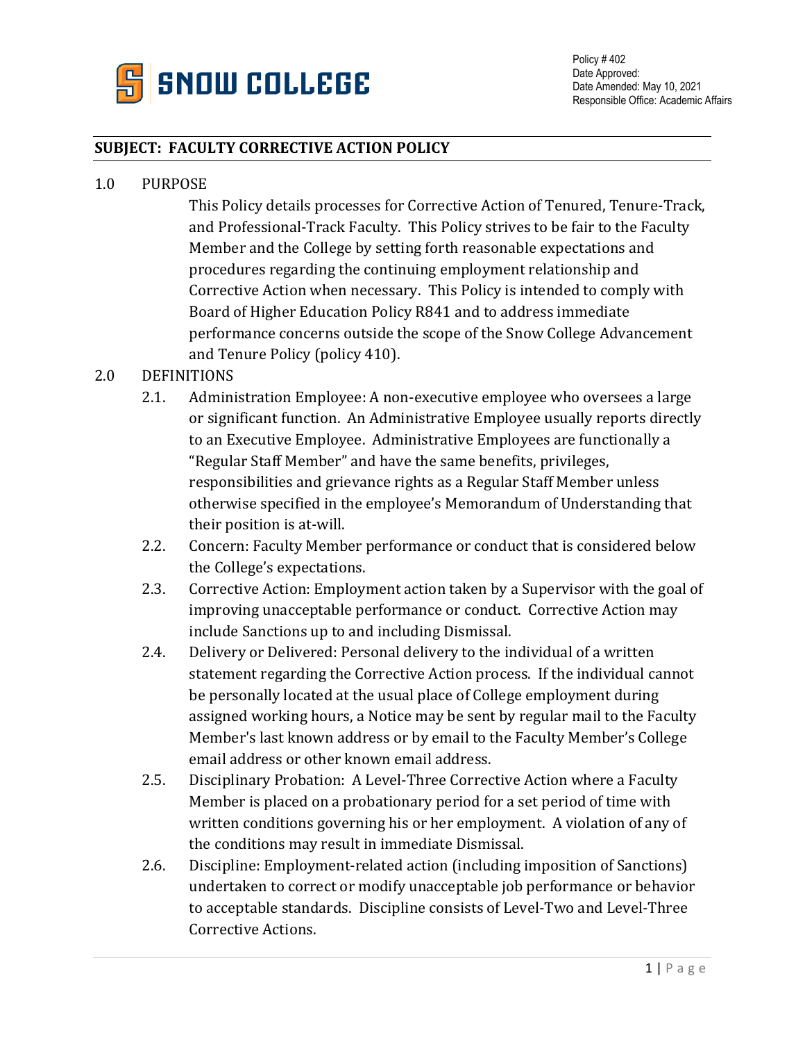SNOW COLLEGE

Policy # 402
Date Approved:
Date Amended: May 10, 2021
Responsible Office: Academic Affairs

## SUBJECT: FACULTY CORRECTIVE ACTION POLICY

1.0 PURPOSE

This Policy details processes for Corrective Action of Tenured, Tenure-Track, and Professional-Track Faculty. This Policy strives to be fair to the Faculty Member and the College by setting forth reasonable expectations and procedures regarding the continuing employment relationship and Corrective Action when necessary. This Policy is intended to comply with Board of Higher Education Policy R841 and to address immediate performance concerns outside the scope of the Snow College Advancement and Tenure Policy (policy 410).

2.0 DEFINITIONS

2.1. Administration Employee: A non-executive employee who oversees a large or significant function. An Administrative Employee usually reports directly to an Executive Employee. Administrative Employees are functionally a "Regular Staff Member" and have the same benefits, privileges, responsibilities and grievance rights as a Regular Staff Member unless otherwise specified in the employee's Memorandum of Understanding that their position is at-will.

2.2. Concern: Faculty Member performance or conduct that is considered below the College's expectations.

2.3. Corrective Action: Employment action taken by a Supervisor with the goal of improving unacceptable performance or conduct. Corrective Action may include Sanctions up to and including Dismissal.

2.4. Delivery or Delivered: Personal delivery to the individual of a written statement regarding the Corrective Action process. If the individual cannot be personally located at the usual place of College employment during assigned working hours, a Notice may be sent by regular mail to the Faculty Member's last known address or by email to the Faculty Member's College email address or other known email address.

2.5. Disciplinary Probation: A Level-Three Corrective Action where a Faculty Member is placed on a probationary period for a set period of time with written conditions governing his or her employment. A violation of any of the conditions may result in immediate Dismissal.

2.6. Discipline: Employment-related action (including imposition of Sanctions) undertaken to correct or modify unacceptable job performance or behavior to acceptable standards. Discipline consists of Level-Two and Level-Three Corrective Actions.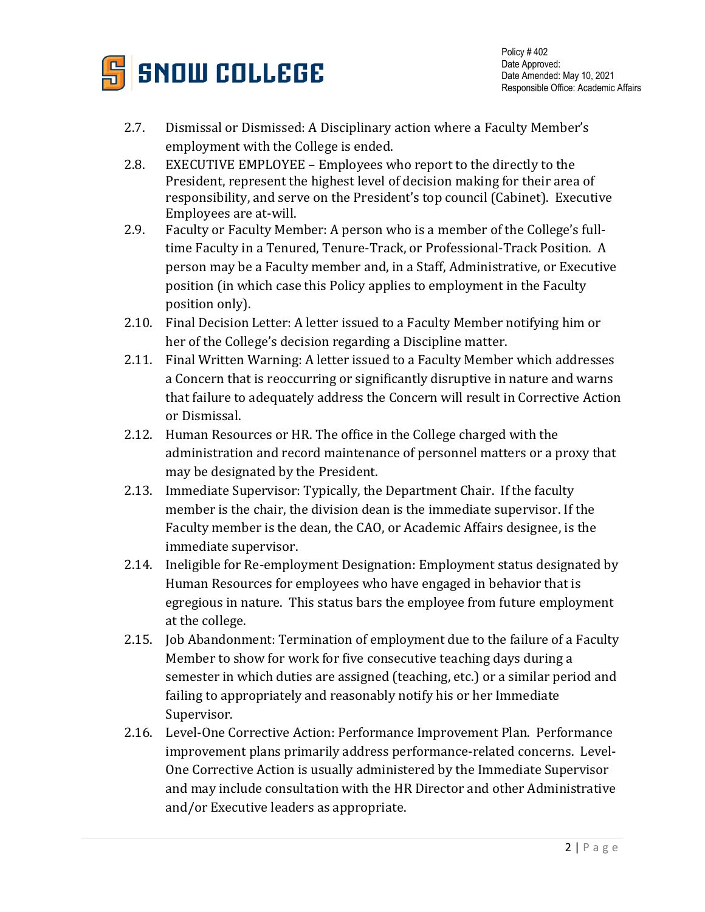2.7. Dismissal or Dismissed: A Disciplinary action where a Faculty Member's employment with the College is ended.

2.8. EXECUTIVE EMPLOYEE – Employees who report to the directly to the President, represent the highest level of decision making for their area of responsibility, and serve on the President's top council (Cabinet). Executive Employees are at-will.

2.9. Faculty or Faculty Member: A person who is a member of the College's full-time Faculty in a Tenured, Tenure-Track, or Professional-Track Position. A person may be a Faculty member and, in a Staff, Administrative, or Executive position (in which case this Policy applies to employment in the Faculty position only).

2.10. Final Decision Letter: A letter issued to a Faculty Member notifying him or her of the College's decision regarding a Discipline matter.

2.11. Final Written Warning: A letter issued to a Faculty Member which addresses a Concern that is reoccurring or significantly disruptive in nature and warns that failure to adequately address the Concern will result in Corrective Action or Dismissal.

2.12. Human Resources or HR. The office in the College charged with the administration and record maintenance of personnel matters or a proxy that may be designated by the President.

2.13. Immediate Supervisor: Typically, the Department Chair. If the faculty member is the chair, the division dean is the immediate supervisor. If the Faculty member is the dean, the CAO, or Academic Affairs designee, is the immediate supervisor.

2.14. Ineligible for Re-employment Designation: Employment status designated by Human Resources for employees who have engaged in behavior that is egregious in nature. This status bars the employee from future employment at the college.

2.15. Job Abandonment: Termination of employment due to the failure of a Faculty Member to show for work for five consecutive teaching days during a semester in which duties are assigned (teaching, etc.) or a similar period and failing to appropriately and reasonably notify his or her Immediate Supervisor.

2.16. Level-One Corrective Action: Performance Improvement Plan. Performance improvement plans primarily address performance-related concerns. Level-One Corrective Action is usually administered by the Immediate Supervisor and may include consultation with the HR Director and other Administrative and/or Executive leaders as appropriate.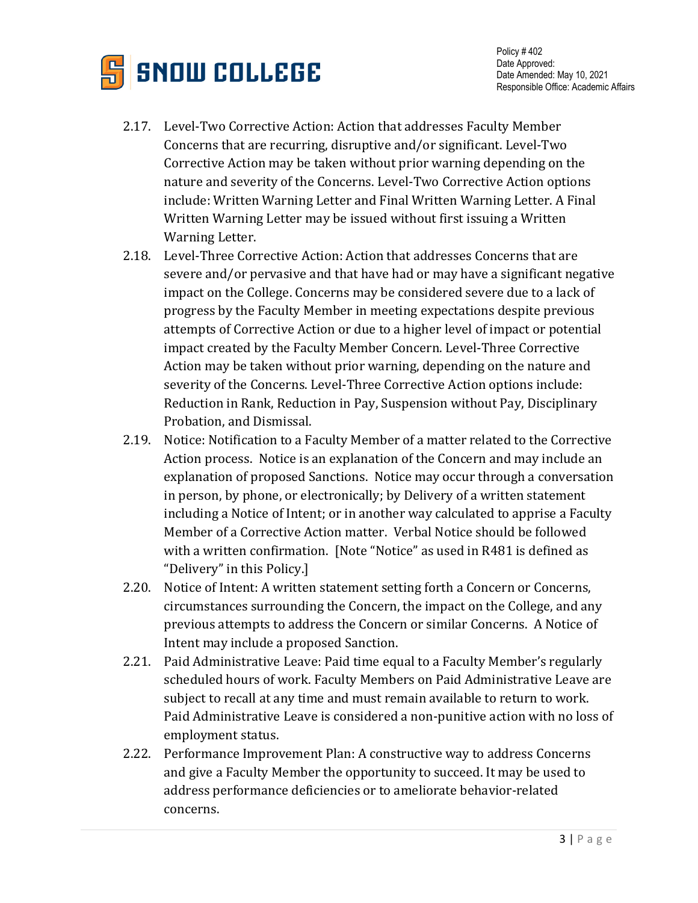2.17. Level-Two Corrective Action: Action that addresses Faculty Member Concerns that are recurring, disruptive and/or significant. Level-Two Corrective Action may be taken without prior warning depending on the nature and severity of the Concerns. Level-Two Corrective Action options include: Written Warning Letter and Final Written Warning Letter. A Final Written Warning Letter may be issued without first issuing a Written Warning Letter.

2.18. Level-Three Corrective Action: Action that addresses Concerns that are severe and/or pervasive and that have had or may have a significant negative impact on the College. Concerns may be considered severe due to a lack of progress by the Faculty Member in meeting expectations despite previous attempts of Corrective Action or due to a higher level of impact or potential impact created by the Faculty Member Concern. Level-Three Corrective Action may be taken without prior warning, depending on the nature and severity of the Concerns. Level-Three Corrective Action options include: Reduction in Rank, Reduction in Pay, Suspension without Pay, Disciplinary Probation, and Dismissal.

2.19. Notice: Notification to a Faculty Member of a matter related to the Corrective Action process. Notice is an explanation of the Concern and may include an explanation of proposed Sanctions. Notice may occur through a conversation in person, by phone, or electronically; by Delivery of a written statement including a Notice of Intent; or in another way calculated to apprise a Faculty Member of a Corrective Action matter. Verbal Notice should be followed with a written confirmation. [Note "Notice" as used in R481 is defined as "Delivery" in this Policy.]

2.20. Notice of Intent: A written statement setting forth a Concern or Concerns, circumstances surrounding the Concern, the impact on the College, and any previous attempts to address the Concern or similar Concerns. A Notice of Intent may include a proposed Sanction.

2.21. Paid Administrative Leave: Paid time equal to a Faculty Member's regularly scheduled hours of work. Faculty Members on Paid Administrative Leave are subject to recall at any time and must remain available to return to work. Paid Administrative Leave is considered a non-punitive action with no loss of employment status.

2.22. Performance Improvement Plan: A constructive way to address Concerns and give a Faculty Member the opportunity to succeed. It may be used to address performance deficiencies or to ameliorate behavior-related concerns.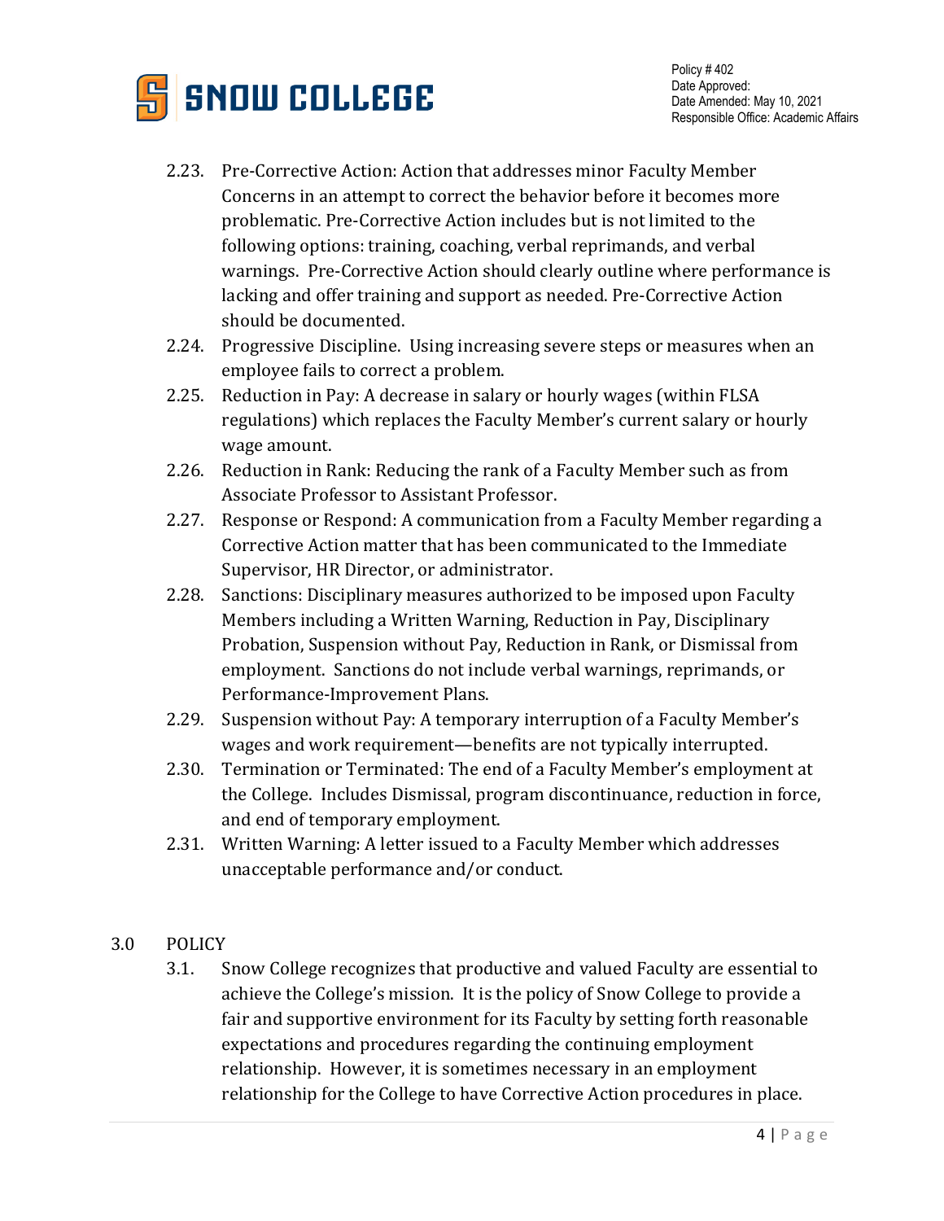2.23. Pre-Corrective Action: Action that addresses minor Faculty Member Concerns in an attempt to correct the behavior before it becomes more problematic. Pre-Corrective Action includes but is not limited to the following options: training, coaching, verbal reprimands, and verbal warnings. Pre-Corrective Action should clearly outline where performance is lacking and offer training and support as needed. Pre-Corrective Action should be documented.

2.24. Progressive Discipline. Using increasing severe steps or measures when an employee fails to correct a problem.

2.25. Reduction in Pay: A decrease in salary or hourly wages (within FLSA regulations) which replaces the Faculty Member's current salary or hourly wage amount.

2.26. Reduction in Rank: Reducing the rank of a Faculty Member such as from Associate Professor to Assistant Professor.

2.27. Response or Respond: A communication from a Faculty Member regarding a Corrective Action matter that has been communicated to the Immediate Supervisor, HR Director, or administrator.

2.28. Sanctions: Disciplinary measures authorized to be imposed upon Faculty Members including a Written Warning, Reduction in Pay, Disciplinary Probation, Suspension without Pay, Reduction in Rank, or Dismissal from employment. Sanctions do not include verbal warnings, reprimands, or Performance-Improvement Plans.

2.29. Suspension without Pay: A temporary interruption of a Faculty Member's wages and work requirement—benefits are not typically interrupted.

2.30. Termination or Terminated: The end of a Faculty Member's employment at the College. Includes Dismissal, program discontinuance, reduction in force, and end of temporary employment.

2.31. Written Warning: A letter issued to a Faculty Member which addresses unacceptable performance and/or conduct.

## 3.0 POLICY

3.1. Snow College recognizes that productive and valued Faculty are essential to achieve the College's mission. It is the policy of Snow College to provide a fair and supportive environment for its Faculty by setting forth reasonable expectations and procedures regarding the continuing employment relationship. However, it is sometimes necessary in an employment relationship for the College to have Corrective Action procedures in place.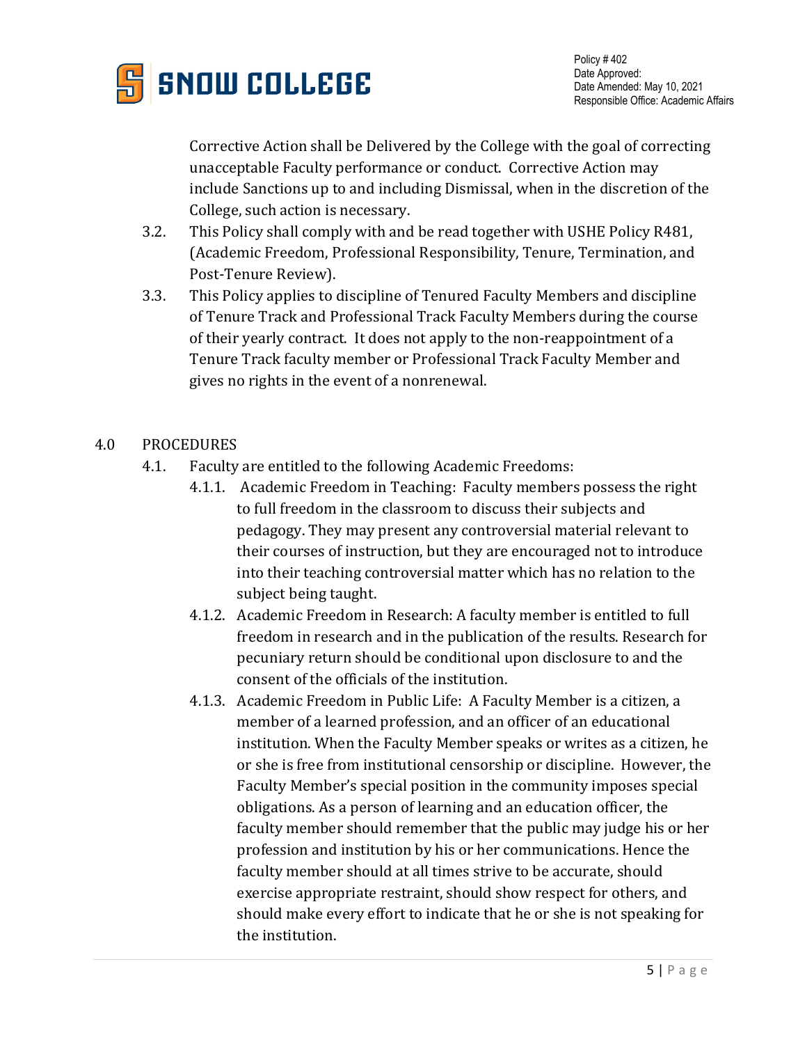Corrective Action shall be Delivered by the College with the goal of correcting unacceptable Faculty performance or conduct. Corrective Action may include Sanctions up to and including Dismissal, when in the discretion of the College, such action is necessary.

3.2. This Policy shall comply with and be read together with USHE Policy R481, (Academic Freedom, Professional Responsibility, Tenure, Termination, and Post-Tenure Review).

3.3. This Policy applies to discipline of Tenured Faculty Members and discipline of Tenure Track and Professional Track Faculty Members during the course of their yearly contract. It does not apply to the non-reappointment of a Tenure Track faculty member or Professional Track Faculty Member and gives no rights in the event of a nonrenewal.

## 4.0 PROCEDURES

4.1. Faculty are entitled to the following Academic Freedoms:

4.1.1. Academic Freedom in Teaching: Faculty members possess the right to full freedom in the classroom to discuss their subjects and pedagogy. They may present any controversial material relevant to their courses of instruction, but they are encouraged not to introduce into their teaching controversial matter which has no relation to the subject being taught.

4.1.2. Academic Freedom in Research: A faculty member is entitled to full freedom in research and in the publication of the results. Research for pecuniary return should be conditional upon disclosure to and the consent of the officials of the institution.

4.1.3. Academic Freedom in Public Life: A Faculty Member is a citizen, a member of a learned profession, and an officer of an educational institution. When the Faculty Member speaks or writes as a citizen, he or she is free from institutional censorship or discipline. However, the Faculty Member's special position in the community imposes special obligations. As a person of learning and an education officer, the faculty member should remember that the public may judge his or her profession and institution by his or her communications. Hence the faculty member should at all times strive to be accurate, should exercise appropriate restraint, should show respect for others, and should make every effort to indicate that he or she is not speaking for the institution.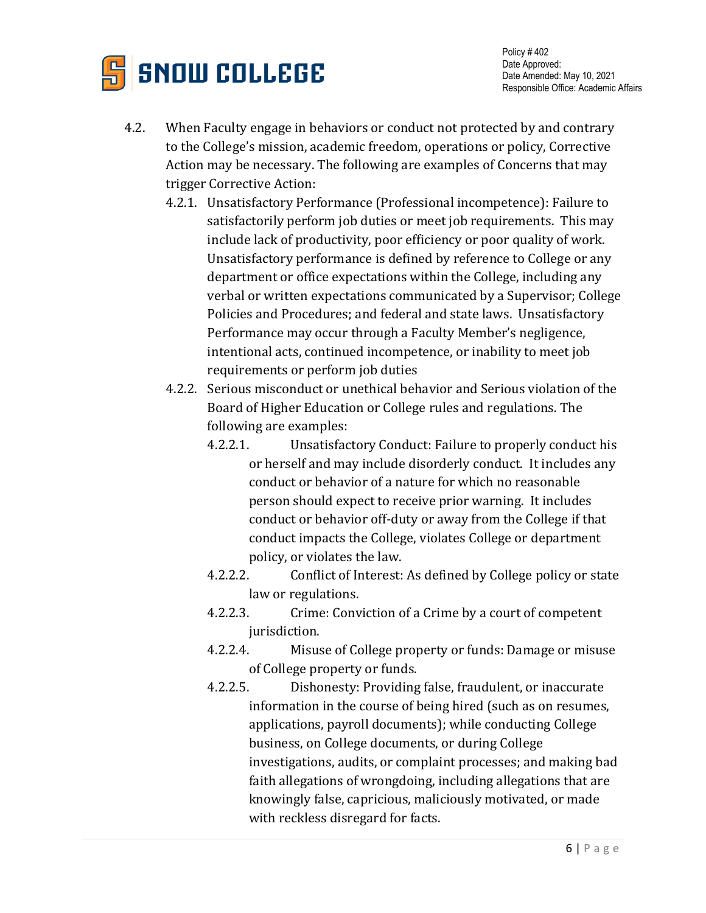4.2. When Faculty engage in behaviors or conduct not protected by and contrary to the College's mission, academic freedom, operations or policy, Corrective Action may be necessary. The following are examples of Concerns that may trigger Corrective Action:

- 4.2.1. Unsatisfactory Performance (Professional incompetence): Failure to satisfactorily perform job duties or meet job requirements. This may include lack of productivity, poor efficiency or poor quality of work. Unsatisfactory performance is defined by reference to College or any department or office expectations within the College, including any verbal or written expectations communicated by a Supervisor; College Policies and Procedures; and federal and state laws. Unsatisfactory Performance may occur through a Faculty Member's negligence, intentional acts, continued incompetence, or inability to meet job requirements or perform job duties
- 4.2.2. Serious misconduct or unethical behavior and Serious violation of the Board of Higher Education or College rules and regulations. The following are examples:
  - 4.2.2.1. Unsatisfactory Conduct: Failure to properly conduct his or herself and may include disorderly conduct. It includes any conduct or behavior of a nature for which no reasonable person should expect to receive prior warning. It includes conduct or behavior off-duty or away from the College if that conduct impacts the College, violates College or department policy, or violates the law.
  - 4.2.2.2. Conflict of Interest: As defined by College policy or state law or regulations.
  - 4.2.2.3. Crime: Conviction of a Crime by a court of competent jurisdiction.
  - 4.2.2.4. Misuse of College property or funds: Damage or misuse of College property or funds.
  - 4.2.2.5. Dishonesty: Providing false, fraudulent, or inaccurate information in the course of being hired (such as on resumes, applications, payroll documents); while conducting College business, on College documents, or during College investigations, audits, or complaint processes; and making bad faith allegations of wrongdoing, including allegations that are knowingly false, capricious, maliciously motivated, or made with reckless disregard for facts.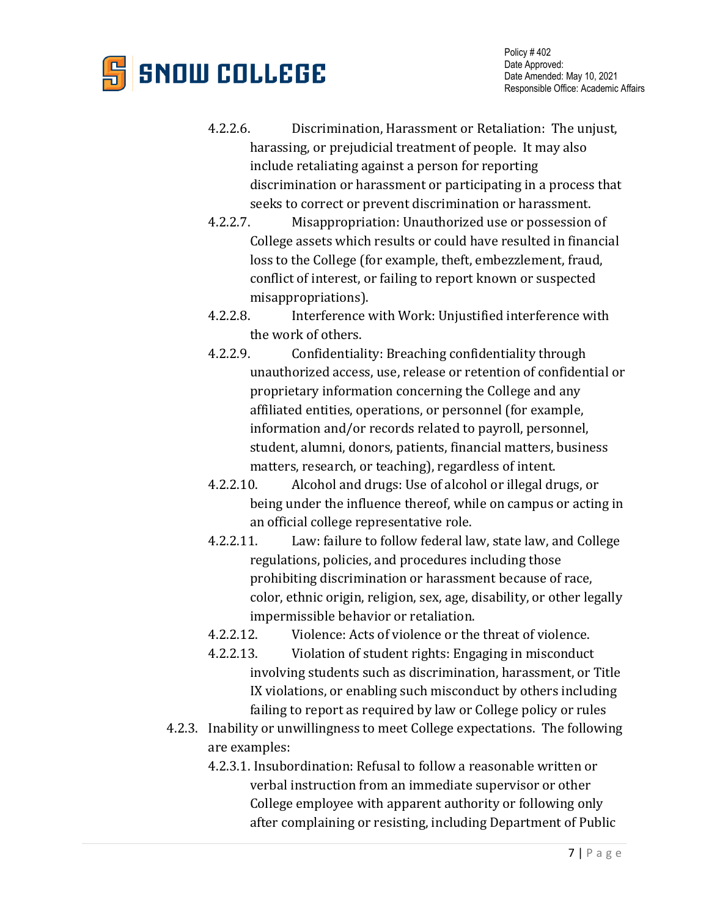- 4.2.2.6. Discrimination, Harassment or Retaliation: The unjust, harassing, or prejudicial treatment of people. It may also include retaliating against a person for reporting discrimination or harassment or participating in a process that seeks to correct or prevent discrimination or harassment.
- 4.2.2.7. Misappropriation: Unauthorized use or possession of College assets which results or could have resulted in financial loss to the College (for example, theft, embezzlement, fraud, conflict of interest, or failing to report known or suspected misappropriations).
- 4.2.2.8. Interference with Work: Unjustified interference with the work of others.
- 4.2.2.9. Confidentiality: Breaching confidentiality through unauthorized access, use, release or retention of confidential or proprietary information concerning the College and any affiliated entities, operations, or personnel (for example, information and/or records related to payroll, personnel, student, alumni, donors, patients, financial matters, business matters, research, or teaching), regardless of intent.
- 4.2.2.10. Alcohol and drugs: Use of alcohol or illegal drugs, or being under the influence thereof, while on campus or acting in an official college representative role.
- 4.2.2.11. Law: failure to follow federal law, state law, and College regulations, policies, and procedures including those prohibiting discrimination or harassment because of race, color, ethnic origin, religion, sex, age, disability, or other legally impermissible behavior or retaliation.
- 4.2.2.12. Violence: Acts of violence or the threat of violence.
- 4.2.2.13. Violation of student rights: Engaging in misconduct involving students such as discrimination, harassment, or Title IX violations, or enabling such misconduct by others including failing to report as required by law or College policy or rules

4.2.3. Inability or unwillingness to meet College expectations. The following are examples:

- 4.2.3.1. Insubordination: Refusal to follow a reasonable written or verbal instruction from an immediate supervisor or other College employee with apparent authority or following only after complaining or resisting, including Department of Public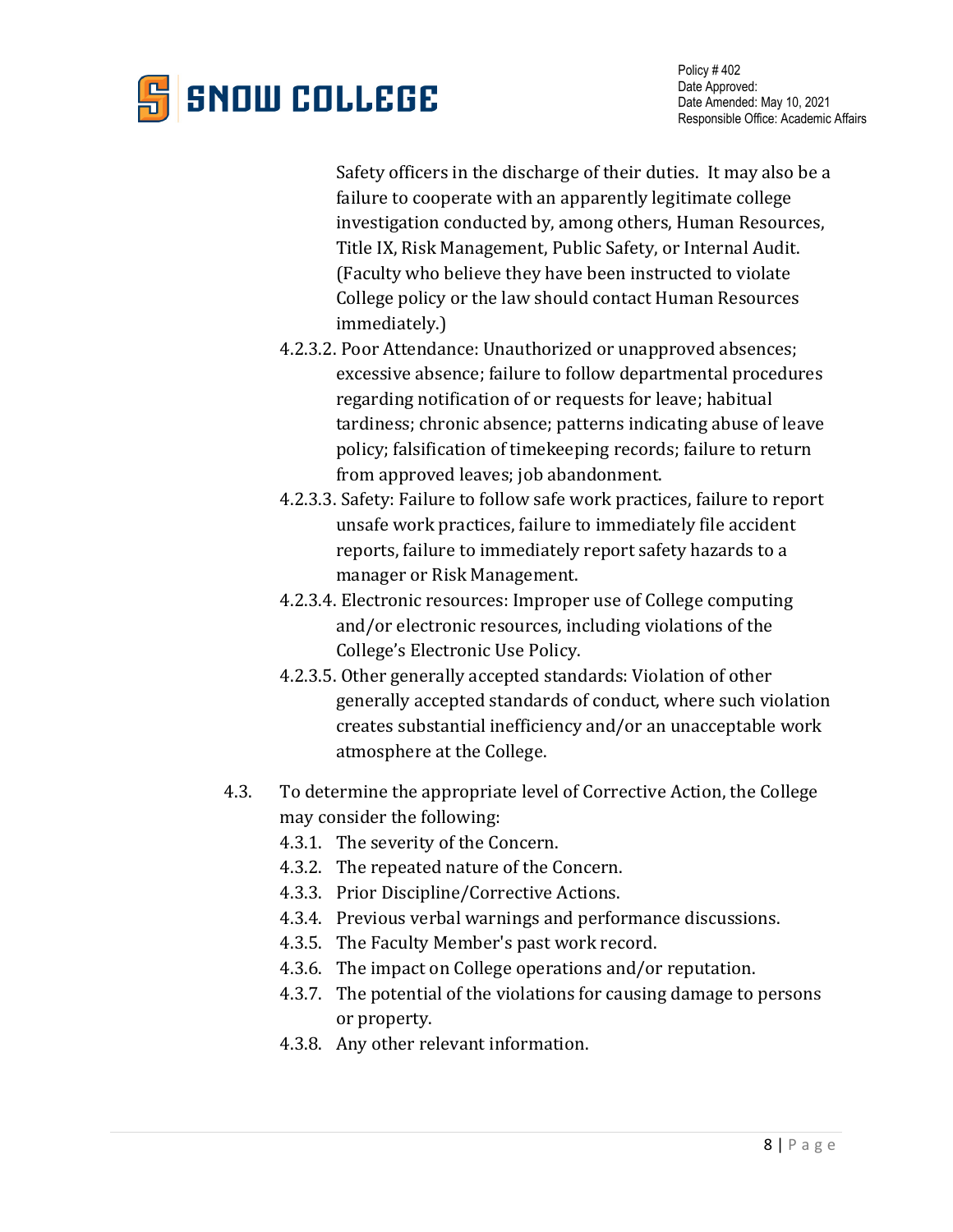Safety officers in the discharge of their duties. It may also be a failure to cooperate with an apparently legitimate college investigation conducted by, among others, Human Resources, Title IX, Risk Management, Public Safety, or Internal Audit. (Faculty who believe they have been instructed to violate College policy or the law should contact Human Resources immediately.)

4.2.3.2. Poor Attendance: Unauthorized or unapproved absences; excessive absence; failure to follow departmental procedures regarding notification of or requests for leave; habitual tardiness; chronic absence; patterns indicating abuse of leave policy; falsification of timekeeping records; failure to return from approved leaves; job abandonment.

4.2.3.3. Safety: Failure to follow safe work practices, failure to report unsafe work practices, failure to immediately file accident reports, failure to immediately report safety hazards to a manager or Risk Management.

4.2.3.4. Electronic resources: Improper use of College computing and/or electronic resources, including violations of the College's Electronic Use Policy.

4.2.3.5. Other generally accepted standards: Violation of other generally accepted standards of conduct, where such violation creates substantial inefficiency and/or an unacceptable work atmosphere at the College.

4.3. To determine the appropriate level of Corrective Action, the College may consider the following:

4.3.1. The severity of the Concern.

4.3.2. The repeated nature of the Concern.

4.3.3. Prior Discipline/Corrective Actions.

4.3.4. Previous verbal warnings and performance discussions.

4.3.5. The Faculty Member's past work record.

4.3.6. The impact on College operations and/or reputation.

4.3.7. The potential of the violations for causing damage to persons or property.

4.3.8. Any other relevant information.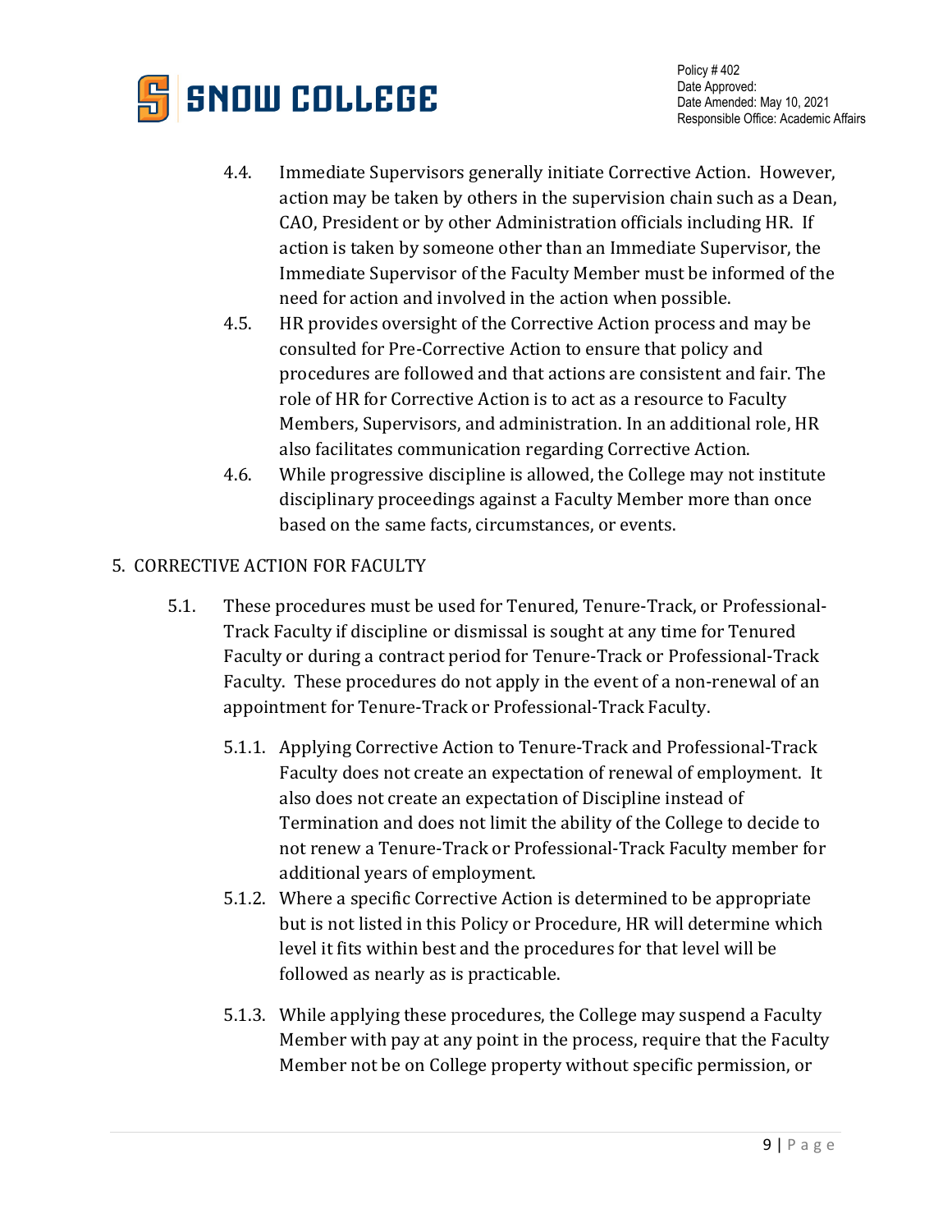4.4. Immediate Supervisors generally initiate Corrective Action. However, action may be taken by others in the supervision chain such as a Dean, CAO, President or by other Administration officials including HR. If action is taken by someone other than an Immediate Supervisor, the Immediate Supervisor of the Faculty Member must be informed of the need for action and involved in the action when possible.

4.5. HR provides oversight of the Corrective Action process and may be consulted for Pre-Corrective Action to ensure that policy and procedures are followed and that actions are consistent and fair. The role of HR for Corrective Action is to act as a resource to Faculty Members, Supervisors, and administration. In an additional role, HR also facilitates communication regarding Corrective Action.

4.6. While progressive discipline is allowed, the College may not institute disciplinary proceedings against a Faculty Member more than once based on the same facts, circumstances, or events.

## 5. CORRECTIVE ACTION FOR FACULTY

5.1. These procedures must be used for Tenured, Tenure-Track, or Professional-Track Faculty if discipline or dismissal is sought at any time for Tenured Faculty or during a contract period for Tenure-Track or Professional-Track Faculty. These procedures do not apply in the event of a non-renewal of an appointment for Tenure-Track or Professional-Track Faculty.

5.1.1. Applying Corrective Action to Tenure-Track and Professional-Track Faculty does not create an expectation of renewal of employment. It also does not create an expectation of Discipline instead of Termination and does not limit the ability of the College to decide to not renew a Tenure-Track or Professional-Track Faculty member for additional years of employment.

5.1.2. Where a specific Corrective Action is determined to be appropriate but is not listed in this Policy or Procedure, HR will determine which level it fits within best and the procedures for that level will be followed as nearly as is practicable.

5.1.3. While applying these procedures, the College may suspend a Faculty Member with pay at any point in the process, require that the Faculty Member not be on College property without specific permission, or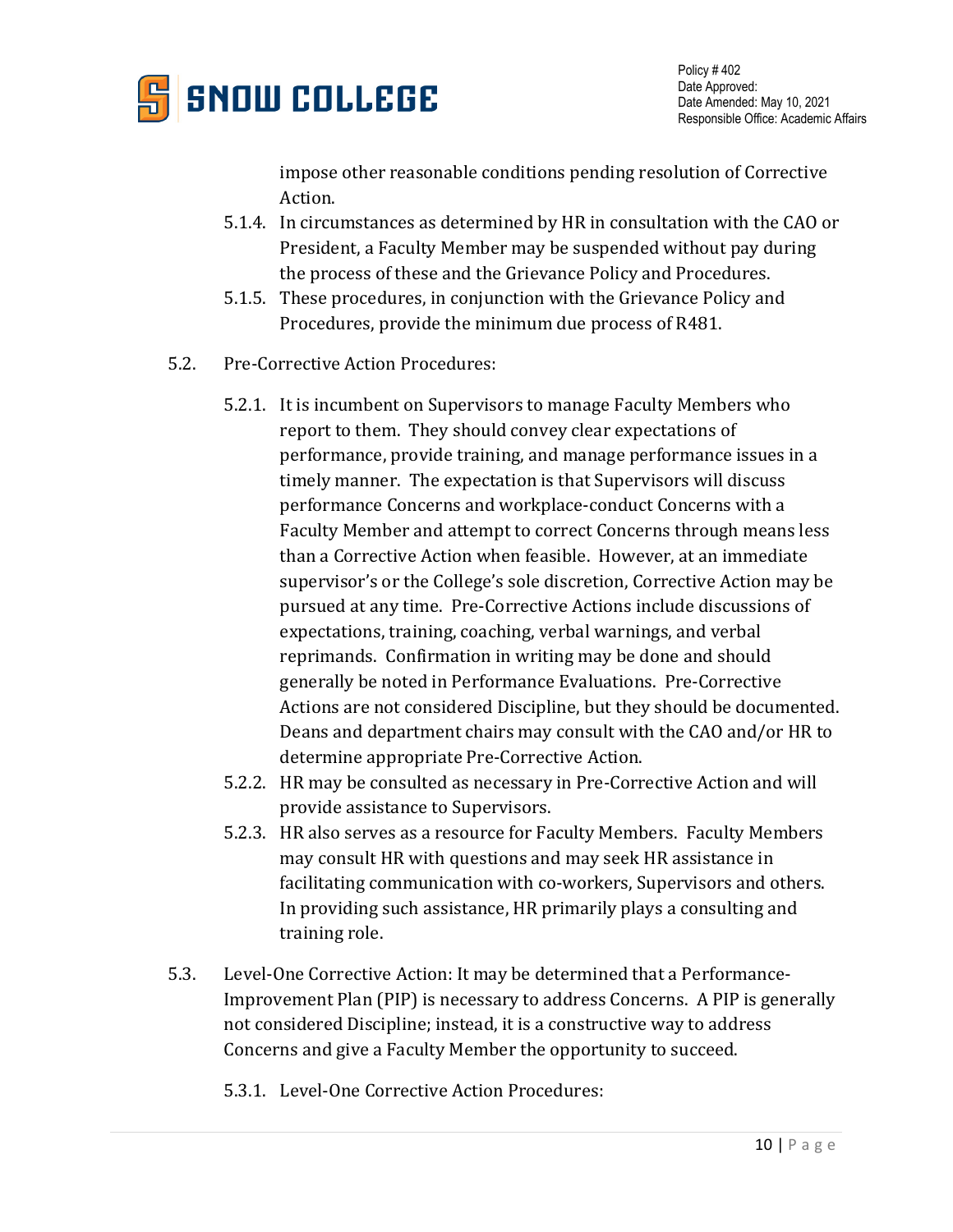impose other reasonable conditions pending resolution of Corrective Action.

5.1.4. In circumstances as determined by HR in consultation with the CAO or President, a Faculty Member may be suspended without pay during the process of these and the Grievance Policy and Procedures.

5.1.5. These procedures, in conjunction with the Grievance Policy and Procedures, provide the minimum due process of R481.

5.2. Pre-Corrective Action Procedures:

5.2.1. It is incumbent on Supervisors to manage Faculty Members who report to them. They should convey clear expectations of performance, provide training, and manage performance issues in a timely manner. The expectation is that Supervisors will discuss performance Concerns and workplace-conduct Concerns with a Faculty Member and attempt to correct Concerns through means less than a Corrective Action when feasible. However, at an immediate supervisor's or the College's sole discretion, Corrective Action may be pursued at any time. Pre-Corrective Actions include discussions of expectations, training, coaching, verbal warnings, and verbal reprimands. Confirmation in writing may be done and should generally be noted in Performance Evaluations. Pre-Corrective Actions are not considered Discipline, but they should be documented. Deans and department chairs may consult with the CAO and/or HR to determine appropriate Pre-Corrective Action.

5.2.2. HR may be consulted as necessary in Pre-Corrective Action and will provide assistance to Supervisors.

5.2.3. HR also serves as a resource for Faculty Members. Faculty Members may consult HR with questions and may seek HR assistance in facilitating communication with co-workers, Supervisors and others. In providing such assistance, HR primarily plays a consulting and training role.

5.3. Level-One Corrective Action: It may be determined that a Performance-Improvement Plan (PIP) is necessary to address Concerns. A PIP is generally not considered Discipline; instead, it is a constructive way to address Concerns and give a Faculty Member the opportunity to succeed.

5.3.1. Level-One Corrective Action Procedures: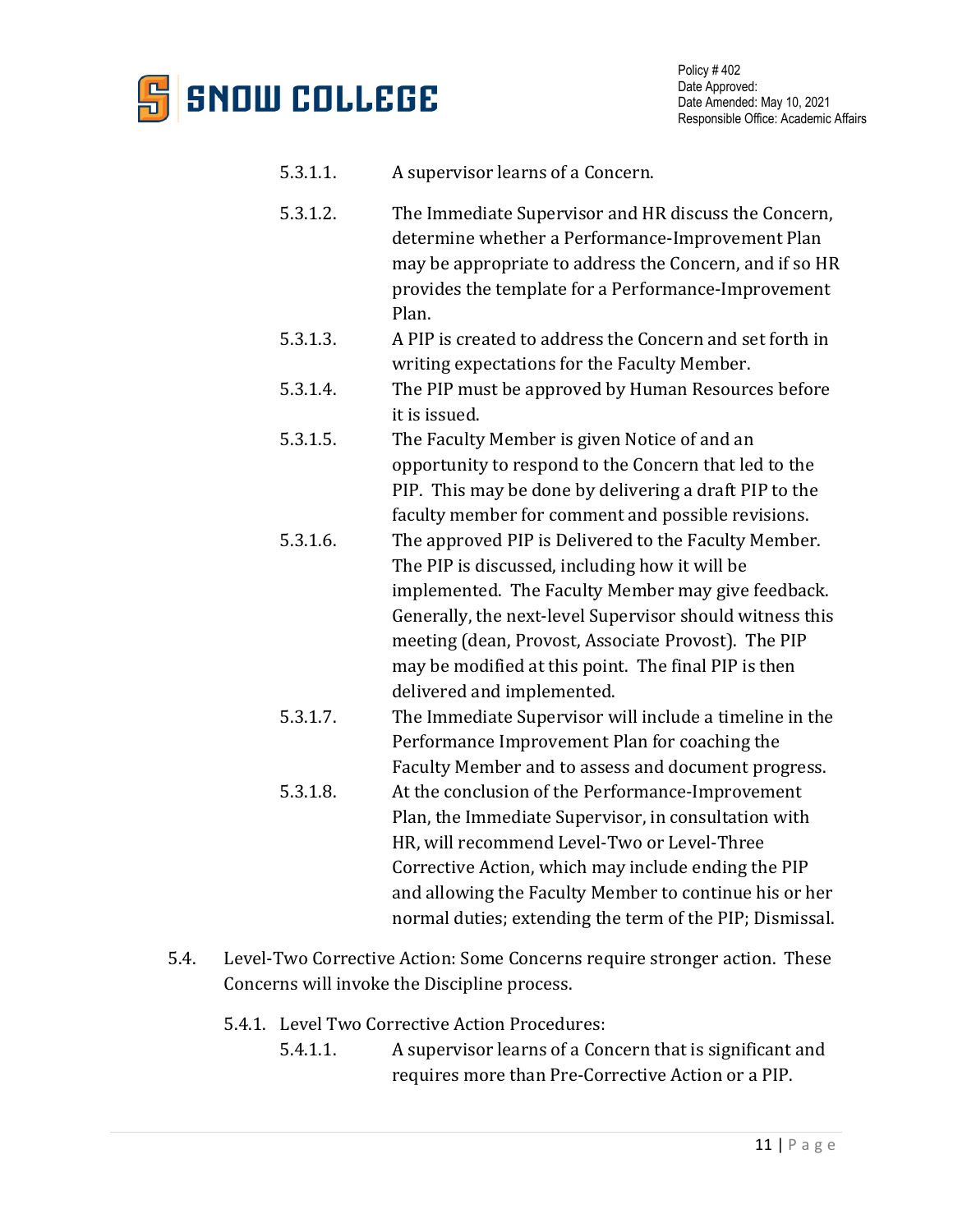5.3.1.1. A supervisor learns of a Concern.

5.3.1.2. The Immediate Supervisor and HR discuss the Concern, determine whether a Performance-Improvement Plan may be appropriate to address the Concern, and if so HR provides the template for a Performance-Improvement Plan.

5.3.1.3. A PIP is created to address the Concern and set forth in writing expectations for the Faculty Member.

5.3.1.4. The PIP must be approved by Human Resources before it is issued.

5.3.1.5. The Faculty Member is given Notice of and an opportunity to respond to the Concern that led to the PIP. This may be done by delivering a draft PIP to the faculty member for comment and possible revisions.

5.3.1.6. The approved PIP is Delivered to the Faculty Member. The PIP is discussed, including how it will be implemented. The Faculty Member may give feedback. Generally, the next-level Supervisor should witness this meeting (dean, Provost, Associate Provost). The PIP may be modified at this point. The final PIP is then delivered and implemented.

5.3.1.7. The Immediate Supervisor will include a timeline in the Performance Improvement Plan for coaching the Faculty Member and to assess and document progress.

5.3.1.8. At the conclusion of the Performance-Improvement Plan, the Immediate Supervisor, in consultation with HR, will recommend Level-Two or Level-Three Corrective Action, which may include ending the PIP and allowing the Faculty Member to continue his or her normal duties; extending the term of the PIP; Dismissal.

5.4. Level-Two Corrective Action: Some Concerns require stronger action. These Concerns will invoke the Discipline process.

5.4.1. Level Two Corrective Action Procedures:

5.4.1.1. A supervisor learns of a Concern that is significant and requires more than Pre-Corrective Action or a PIP.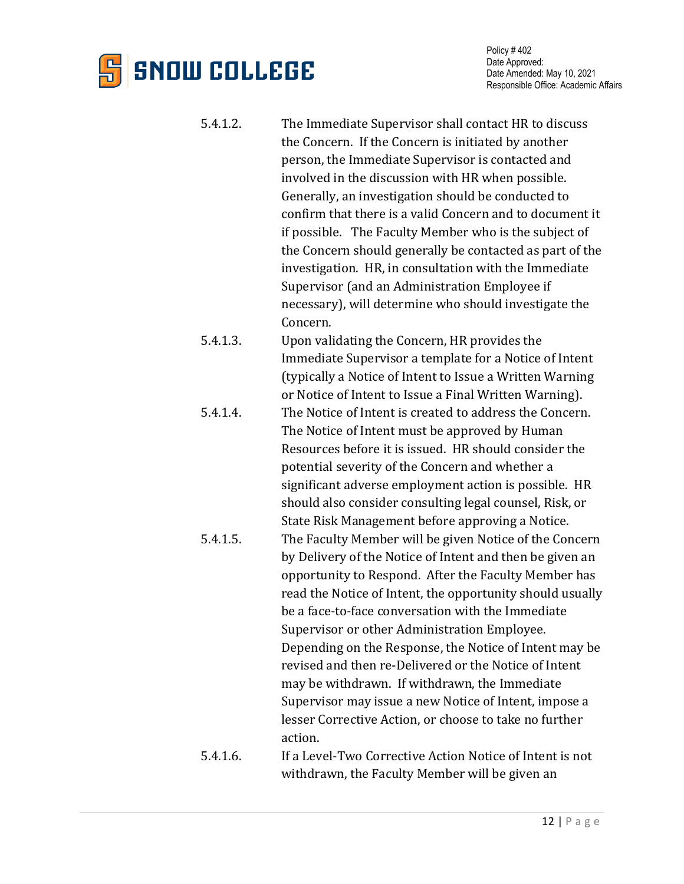5.4.1.2. The Immediate Supervisor shall contact HR to discuss the Concern. If the Concern is initiated by another person, the Immediate Supervisor is contacted and involved in the discussion with HR when possible. Generally, an investigation should be conducted to confirm that there is a valid Concern and to document it if possible. The Faculty Member who is the subject of the Concern should generally be contacted as part of the investigation. HR, in consultation with the Immediate Supervisor (and an Administration Employee if necessary), will determine who should investigate the Concern.

5.4.1.3. Upon validating the Concern, HR provides the Immediate Supervisor a template for a Notice of Intent (typically a Notice of Intent to Issue a Written Warning or Notice of Intent to Issue a Final Written Warning).

5.4.1.4. The Notice of Intent is created to address the Concern. The Notice of Intent must be approved by Human Resources before it is issued. HR should consider the potential severity of the Concern and whether a significant adverse employment action is possible. HR should also consider consulting legal counsel, Risk, or State Risk Management before approving a Notice.

5.4.1.5. The Faculty Member will be given Notice of the Concern by Delivery of the Notice of Intent and then be given an opportunity to Respond. After the Faculty Member has read the Notice of Intent, the opportunity should usually be a face-to-face conversation with the Immediate Supervisor or other Administration Employee. Depending on the Response, the Notice of Intent may be revised and then re-Delivered or the Notice of Intent may be withdrawn. If withdrawn, the Immediate Supervisor may issue a new Notice of Intent, impose a lesser Corrective Action, or choose to take no further action.

5.4.1.6. If a Level-Two Corrective Action Notice of Intent is not withdrawn, the Faculty Member will be given an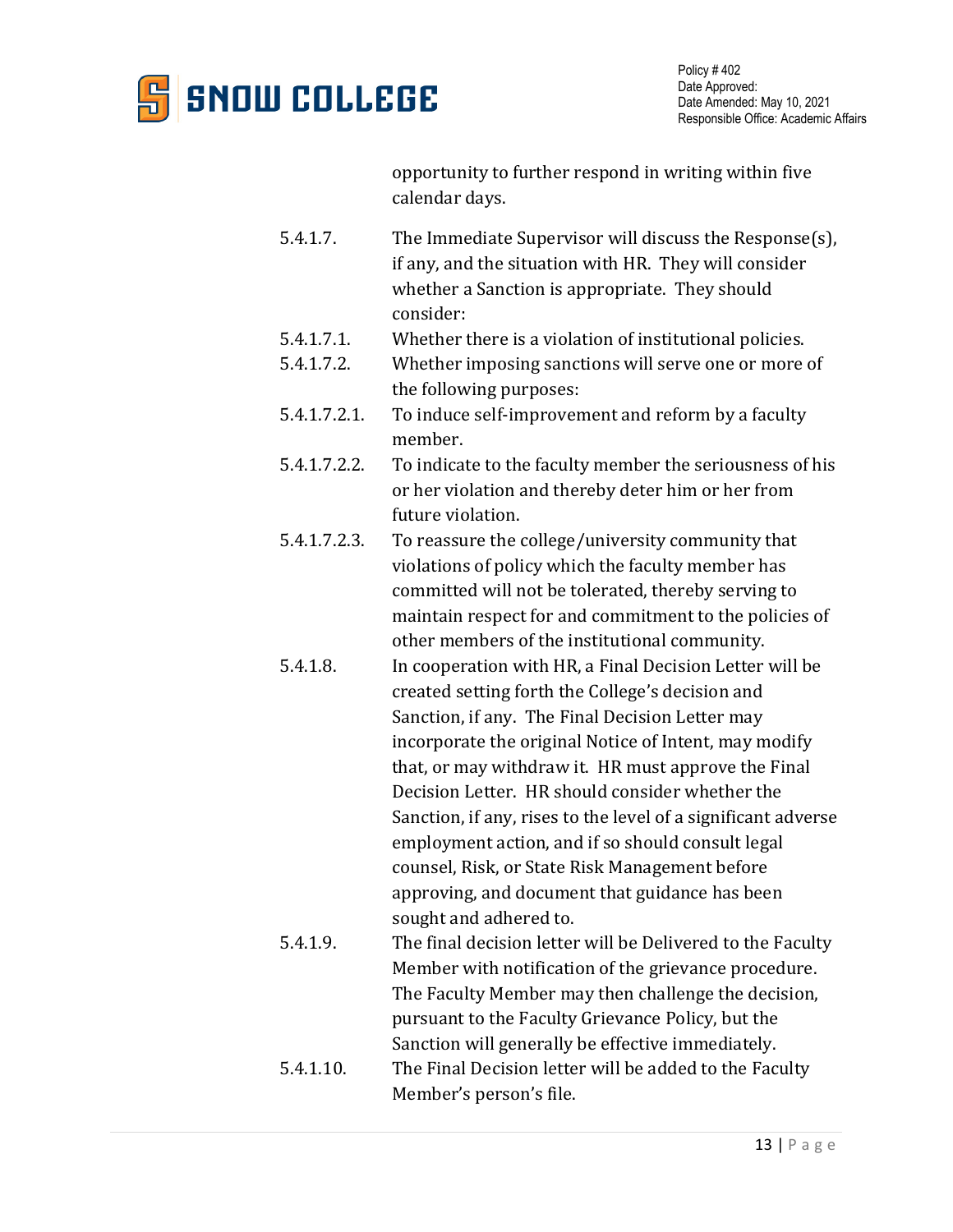opportunity to further respond in writing within five calendar days.

5.4.1.7. The Immediate Supervisor will discuss the Response(s), if any, and the situation with HR. They will consider whether a Sanction is appropriate. They should consider:

5.4.1.7.1. Whether there is a violation of institutional policies.

5.4.1.7.2. Whether imposing sanctions will serve one or more of the following purposes:

5.4.1.7.2.1. To induce self-improvement and reform by a faculty member.

5.4.1.7.2.2. To indicate to the faculty member the seriousness of his or her violation and thereby deter him or her from future violation.

5.4.1.7.2.3. To reassure the college/university community that violations of policy which the faculty member has committed will not be tolerated, thereby serving to maintain respect for and commitment to the policies of other members of the institutional community.

5.4.1.8. In cooperation with HR, a Final Decision Letter will be created setting forth the College's decision and Sanction, if any. The Final Decision Letter may incorporate the original Notice of Intent, may modify that, or may withdraw it. HR must approve the Final Decision Letter. HR should consider whether the Sanction, if any, rises to the level of a significant adverse employment action, and if so should consult legal counsel, Risk, or State Risk Management before approving, and document that guidance has been sought and adhered to.

5.4.1.9. The final decision letter will be Delivered to the Faculty Member with notification of the grievance procedure. The Faculty Member may then challenge the decision, pursuant to the Faculty Grievance Policy, but the Sanction will generally be effective immediately.

5.4.1.10. The Final Decision letter will be added to the Faculty Member's person's file.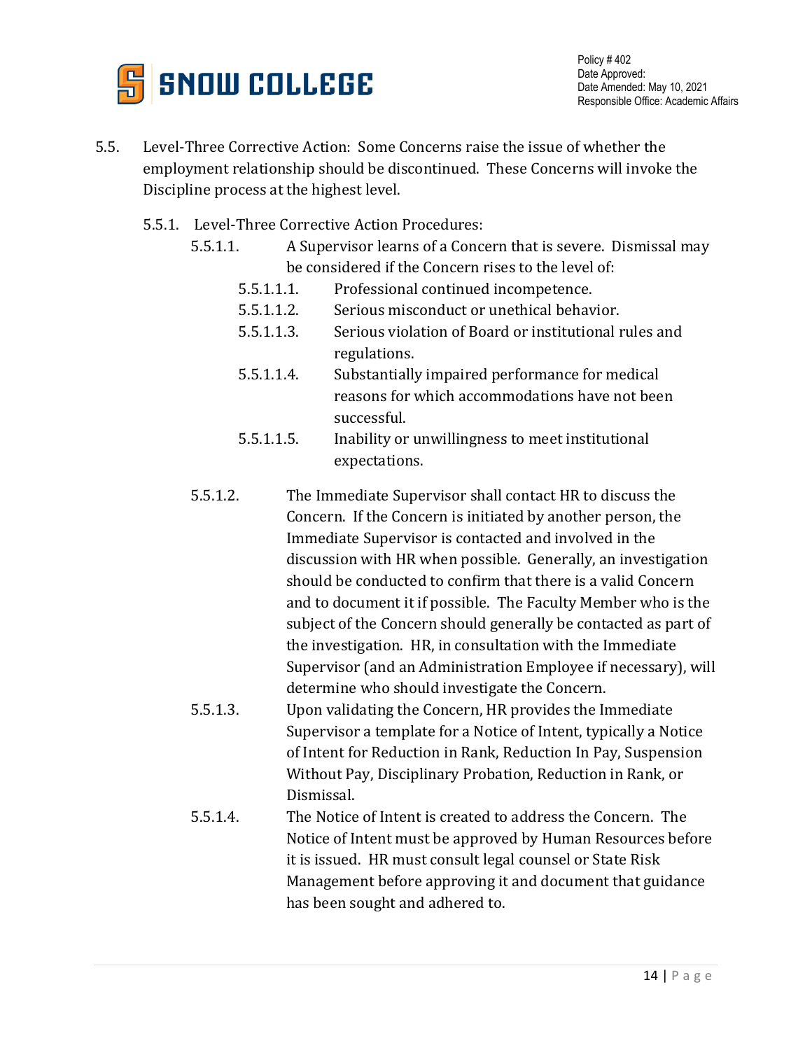5.5. Level-Three Corrective Action: Some Concerns raise the issue of whether the employment relationship should be discontinued. These Concerns will invoke the Discipline process at the highest level.

5.5.1. Level-Three Corrective Action Procedures:

5.5.1.1. A Supervisor learns of a Concern that is severe. Dismissal may be considered if the Concern rises to the level of:

5.5.1.1.1. Professional continued incompetence.

5.5.1.1.2. Serious misconduct or unethical behavior.

5.5.1.1.3. Serious violation of Board or institutional rules and regulations.

5.5.1.1.4. Substantially impaired performance for medical reasons for which accommodations have not been successful.

5.5.1.1.5. Inability or unwillingness to meet institutional expectations.

5.5.1.2. The Immediate Supervisor shall contact HR to discuss the Concern. If the Concern is initiated by another person, the Immediate Supervisor is contacted and involved in the discussion with HR when possible. Generally, an investigation should be conducted to confirm that there is a valid Concern and to document it if possible. The Faculty Member who is the subject of the Concern should generally be contacted as part of the investigation. HR, in consultation with the Immediate Supervisor (and an Administration Employee if necessary), will determine who should investigate the Concern.

5.5.1.3. Upon validating the Concern, HR provides the Immediate Supervisor a template for a Notice of Intent, typically a Notice of Intent for Reduction in Rank, Reduction In Pay, Suspension Without Pay, Disciplinary Probation, Reduction in Rank, or Dismissal.

5.5.1.4. The Notice of Intent is created to address the Concern. The Notice of Intent must be approved by Human Resources before it is issued. HR must consult legal counsel or State Risk Management before approving it and document that guidance has been sought and adhered to.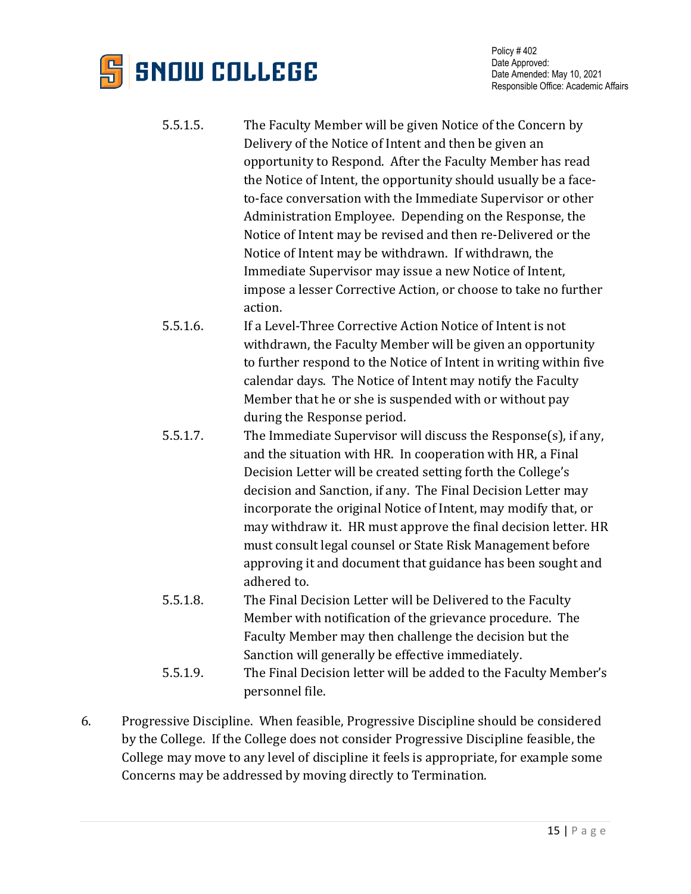5.5.1.5. The Faculty Member will be given Notice of the Concern by Delivery of the Notice of Intent and then be given an opportunity to Respond. After the Faculty Member has read the Notice of Intent, the opportunity should usually be a face-to-face conversation with the Immediate Supervisor or other Administration Employee. Depending on the Response, the Notice of Intent may be revised and then re-Delivered or the Notice of Intent may be withdrawn. If withdrawn, the Immediate Supervisor may issue a new Notice of Intent, impose a lesser Corrective Action, or choose to take no further action.

5.5.1.6. If a Level-Three Corrective Action Notice of Intent is not withdrawn, the Faculty Member will be given an opportunity to further respond to the Notice of Intent in writing within five calendar days. The Notice of Intent may notify the Faculty Member that he or she is suspended with or without pay during the Response period.

5.5.1.7. The Immediate Supervisor will discuss the Response(s), if any, and the situation with HR. In cooperation with HR, a Final Decision Letter will be created setting forth the College's decision and Sanction, if any. The Final Decision Letter may incorporate the original Notice of Intent, may modify that, or may withdraw it. HR must approve the final decision letter. HR must consult legal counsel or State Risk Management before approving it and document that guidance has been sought and adhered to.

5.5.1.8. The Final Decision Letter will be Delivered to the Faculty Member with notification of the grievance procedure. The Faculty Member may then challenge the decision but the Sanction will generally be effective immediately.

5.5.1.9. The Final Decision letter will be added to the Faculty Member's personnel file.

6. Progressive Discipline. When feasible, Progressive Discipline should be considered by the College. If the College does not consider Progressive Discipline feasible, the College may move to any level of discipline it feels is appropriate, for example some Concerns may be addressed by moving directly to Termination.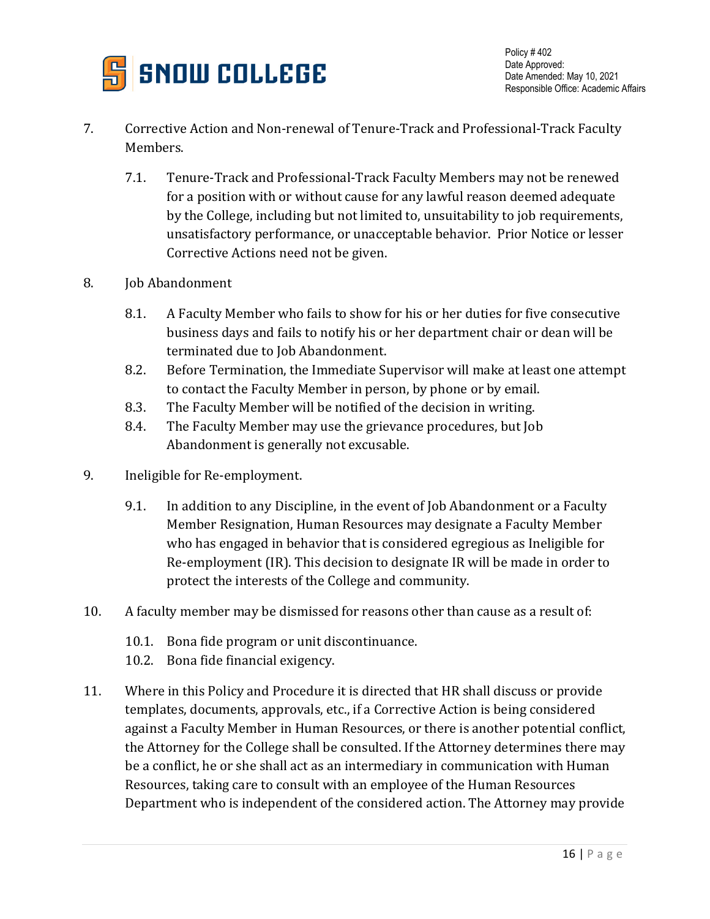7. Corrective Action and Non-renewal of Tenure-Track and Professional-Track Faculty Members.

    7.1. Tenure-Track and Professional-Track Faculty Members may not be renewed for a position with or without cause for any lawful reason deemed adequate by the College, including but not limited to, unsuitability to job requirements, unsatisfactory performance, or unacceptable behavior. Prior Notice or lesser Corrective Actions need not be given.

8. Job Abandonment

    8.1. A Faculty Member who fails to show for his or her duties for five consecutive business days and fails to notify his or her department chair or dean will be terminated due to Job Abandonment.
    8.2. Before Termination, the Immediate Supervisor will make at least one attempt to contact the Faculty Member in person, by phone or by email.
    8.3. The Faculty Member will be notified of the decision in writing.
    8.4. The Faculty Member may use the grievance procedures, but Job Abandonment is generally not excusable.

9. Ineligible for Re-employment.

    9.1. In addition to any Discipline, in the event of Job Abandonment or a Faculty Member Resignation, Human Resources may designate a Faculty Member who has engaged in behavior that is considered egregious as Ineligible for Re-employment (IR). This decision to designate IR will be made in order to protect the interests of the College and community.

10. A faculty member may be dismissed for reasons other than cause as a result of:

    10.1. Bona fide program or unit discontinuance.
    10.2. Bona fide financial exigency.

11. Where in this Policy and Procedure it is directed that HR shall discuss or provide templates, documents, approvals, etc., if a Corrective Action is being considered against a Faculty Member in Human Resources, or there is another potential conflict, the Attorney for the College shall be consulted. If the Attorney determines there may be a conflict, he or she shall act as an intermediary in communication with Human Resources, taking care to consult with an employee of the Human Resources Department who is independent of the considered action. The Attorney may provide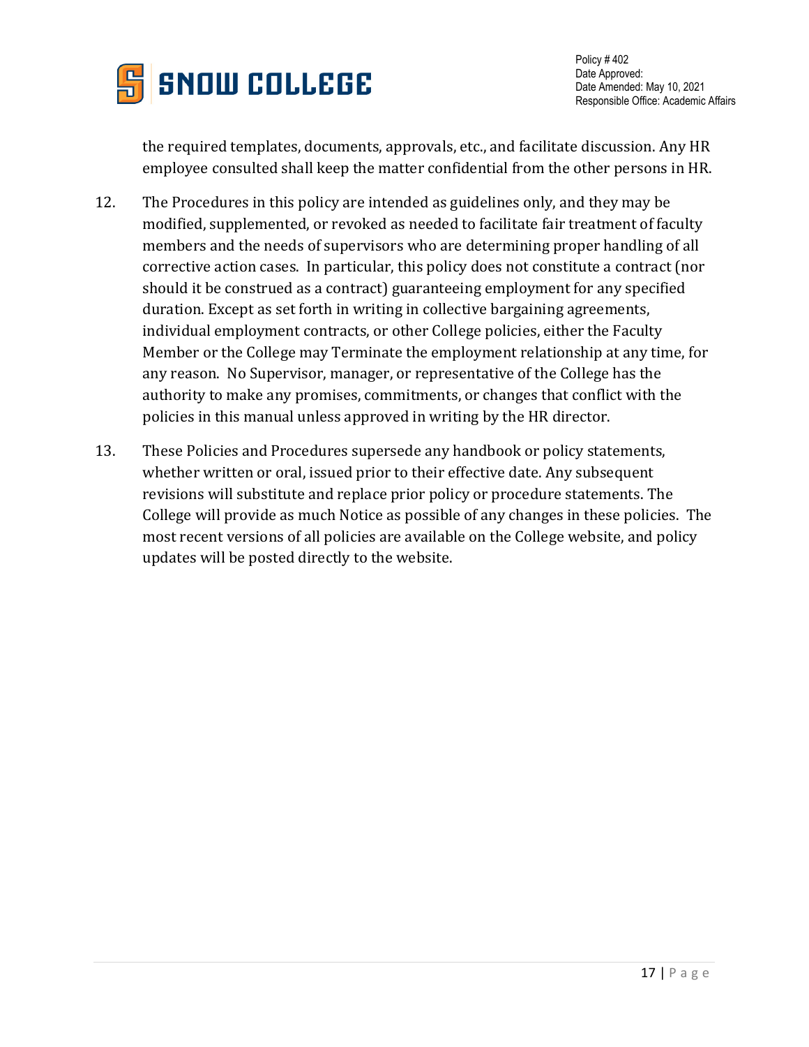the required templates, documents, approvals, etc., and facilitate discussion. Any HR employee consulted shall keep the matter confidential from the other persons in HR.

12. The Procedures in this policy are intended as guidelines only, and they may be modified, supplemented, or revoked as needed to facilitate fair treatment of faculty members and the needs of supervisors who are determining proper handling of all corrective action cases. In particular, this policy does not constitute a contract (nor should it be construed as a contract) guaranteeing employment for any specified duration. Except as set forth in writing in collective bargaining agreements, individual employment contracts, or other College policies, either the Faculty Member or the College may Terminate the employment relationship at any time, for any reason. No Supervisor, manager, or representative of the College has the authority to make any promises, commitments, or changes that conflict with the policies in this manual unless approved in writing by the HR director.

13. These Policies and Procedures supersede any handbook or policy statements, whether written or oral, issued prior to their effective date. Any subsequent revisions will substitute and replace prior policy or procedure statements. The College will provide as much Notice as possible of any changes in these policies. The most recent versions of all policies are available on the College website, and policy updates will be posted directly to the website.